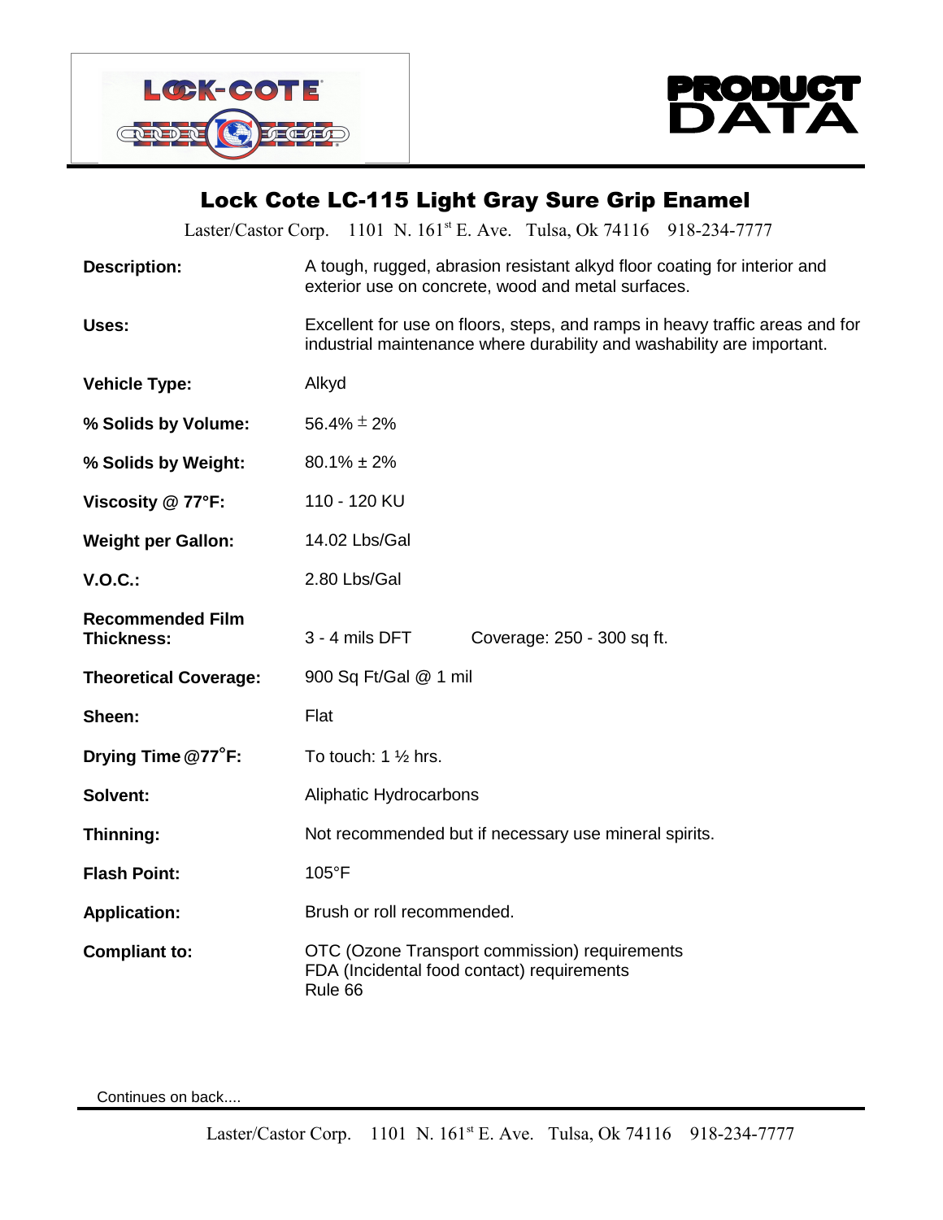LOCK-COTE

# PRODUCT DATA

## Lock Cote LC-115 Light Gray Sure Grip Enamel

Laster/Castor Corp. 1101 N. 161st E. Ave. Tulsa, Ok 74116 918-234-7777

| | |
|---|---|
| **Description:** | A tough, rugged, abrasion resistant alkyd floor coating for interior and exterior use on concrete, wood and metal surfaces. |
| **Uses:** | Excellent for use on floors, steps, and ramps in heavy traffic areas and for industrial maintenance where durability and washability are important. |
| **Vehicle Type:** | Alkyd |
| **% Solids by Volume:** | 56.4% ± 2% |
| **% Solids by Weight:** | 80.1% ± 2% |
| **Viscosity @ 77°F:** | 110 - 120 KU |
| **Weight per Gallon:** | 14.02 Lbs/Gal |
| **V.O.C.:** | 2.80 Lbs/Gal |
| **Recommended Film Thickness:** | 3 - 4 mils DFT Coverage: 250 - 300 sq ft. |
| **Theoretical Coverage:** | 900 Sq Ft/Gal @ 1 mil |
| **Sheen:** | Flat |
| **Drying Time @77°F:** | To touch: 1 ½ hrs. |
| **Solvent:** | Aliphatic Hydrocarbons |
| **Thinning:** | Not recommended but if necessary use mineral spirits. |
| **Flash Point:** | 105°F |
| **Application:** | Brush or roll recommended. |
| **Compliant to:** | OTC (Ozone Transport commission) requirements<br>FDA (Incidental food contact) requirements<br>Rule 66 |

Continues on back....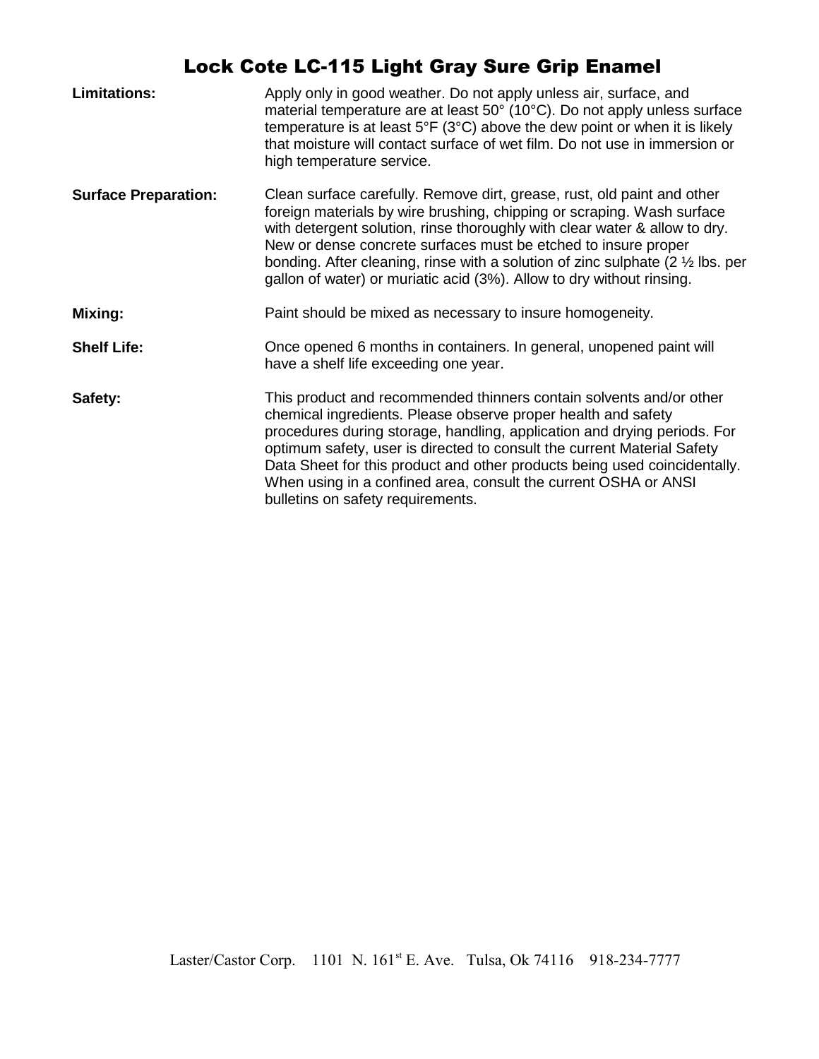# Lock Cote LC-115 Light Gray Sure Grip Enamel

**Limitations:** Apply only in good weather. Do not apply unless air, surface, and material temperature are at least 50° (10°C). Do not apply unless surface temperature is at least 5°F (3°C) above the dew point or when it is likely that moisture will contact surface of wet film. Do not use in immersion or high temperature service.

**Surface Preparation:** Clean surface carefully. Remove dirt, grease, rust, old paint and other foreign materials by wire brushing, chipping or scraping. Wash surface with detergent solution, rinse thoroughly with clear water & allow to dry. New or dense concrete surfaces must be etched to insure proper bonding. After cleaning, rinse with a solution of zinc sulphate (2 ½ lbs. per gallon of water) or muriatic acid (3%). Allow to dry without rinsing.

**Mixing:** Paint should be mixed as necessary to insure homogeneity.

**Shelf Life:** Once opened 6 months in containers. In general, unopened paint will have a shelf life exceeding one year.

**Safety:** This product and recommended thinners contain solvents and/or other chemical ingredients. Please observe proper health and safety procedures during storage, handling, application and drying periods. For optimum safety, user is directed to consult the current Material Safety Data Sheet for this product and other products being used coincidentally. When using in a confined area, consult the current OSHA or ANSI bulletins on safety requirements.

Laster/Castor Corp. 1101 N. 161st E. Ave. Tulsa, Ok 74116 918-234-7777